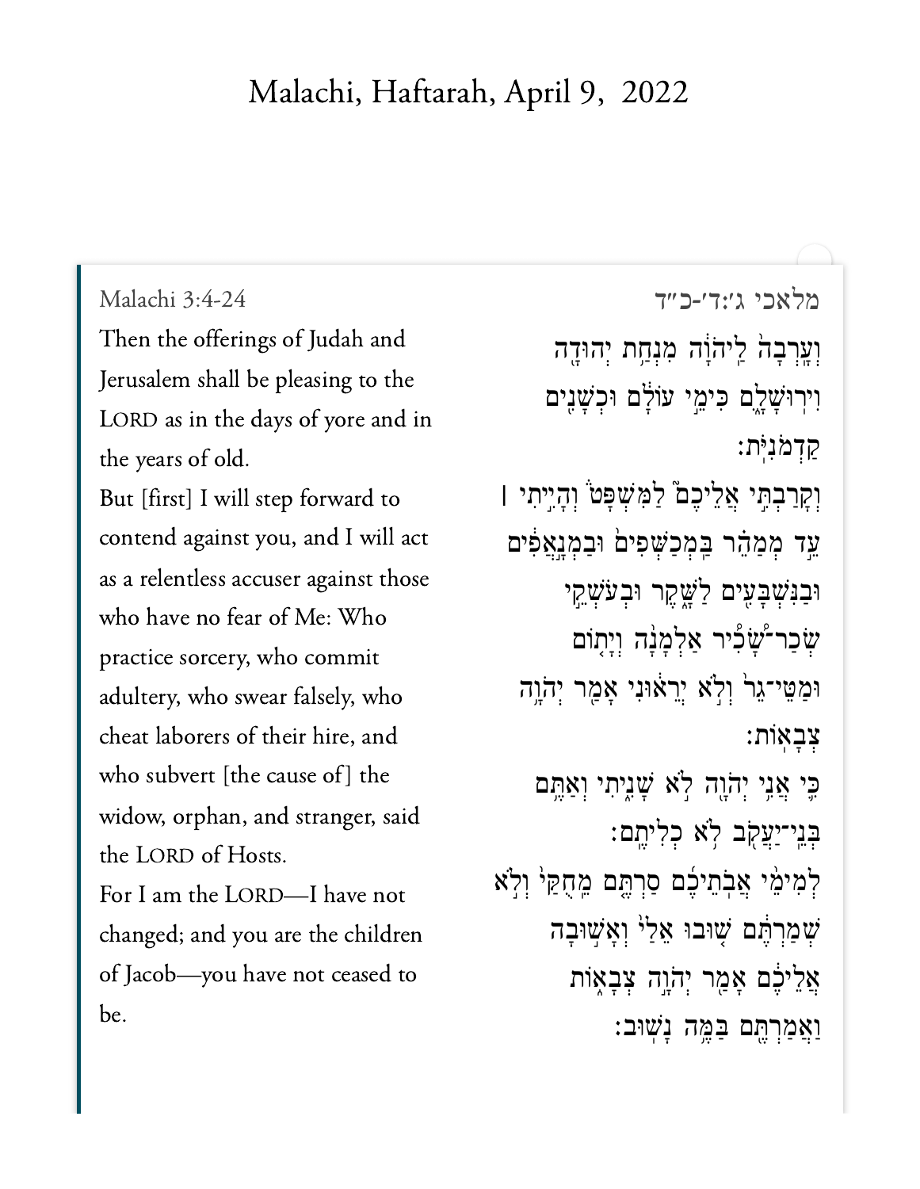# Malachi, Haftarah, April 9, 2022

Malachi 3:4-24

Then the offerings of Judah and Jerusalem shall be pleasing to the LORD as in the days of yore and in the years of old.

But [first] I will step forward to contend against you, and I will act as a relentless accuser against those who have no fear of Me: Who practice sorcery, who commit adultery, who swear falsely, who cheat laborers of their hire, and who subvert [the cause of] the widow, orphan, and stranger, said the LORD of Hosts.

For I am the LORD—I have not changed; and you are the children of Jacob—you have not ceased to be.

מלאכי ג׳:ד׳-כ״ד

וְעָרְבָה֙ לַֽיהוָ֔ה מִנְחַ֥ת יְהוּדָ֖ה וִירוּשָׁלִָ֑ם כִּימֵ֣י עוֹלָ֔ם וּכְשָׁנִ֖ים קַדְמֹנִיֹּֽת׃

וְקָרַבְתִּ֣י אֲלֵיכֶם֮ לַמִּשְׁפָּט֒ וְהָיִ֣יתִי ׀ עֵ֣ד מְמַהֵ֗ר בַּֽמְכַשְּׁפִים֙ וּבַֽמְנָאֲפִ֔ים וּבַנִּשְׁבָּעִ֖ים לַשָּׁ֑קֶר וּבְעֹשְׁקֵ֣י שְׂכַר־שָׂ֠כִיר אַלְמָנָ֨ה וְיָת֤וֹם וּמַטֵּי־גֵר֙ וְלֹ֣א יְרֵא֔וּנִי אָמַ֖ר יְהוָ֥ה צְבָאֽוֹת׃

כִּ֛י אֲנִ֥י יְהוָ֖ה לֹ֣א שָׁנִ֑יתִי וְאַתֶּ֥ם בְּנֵֽי־יַעֲקֹ֖ב לֹ֥א כְלִיתֶֽם׃

לְמִימֵ֨י אֲבֹתֵיכֶ֜ם סַרְתֶּ֤ם מֵֽחֻקַּי֙ וְלֹ֣א שְׁמַרְתֶּ֔ם שׁ֤וּבוּ אֵלַי֙ וְאָשׁ֣וּבָה אֲלֵיכֶ֔ם אָמַ֖ר יְהוָ֣ה צְבָא֑וֹת וַאֲמַרְתֶּ֖ם בַּמֶּ֥ה נָשֽׁוּב׃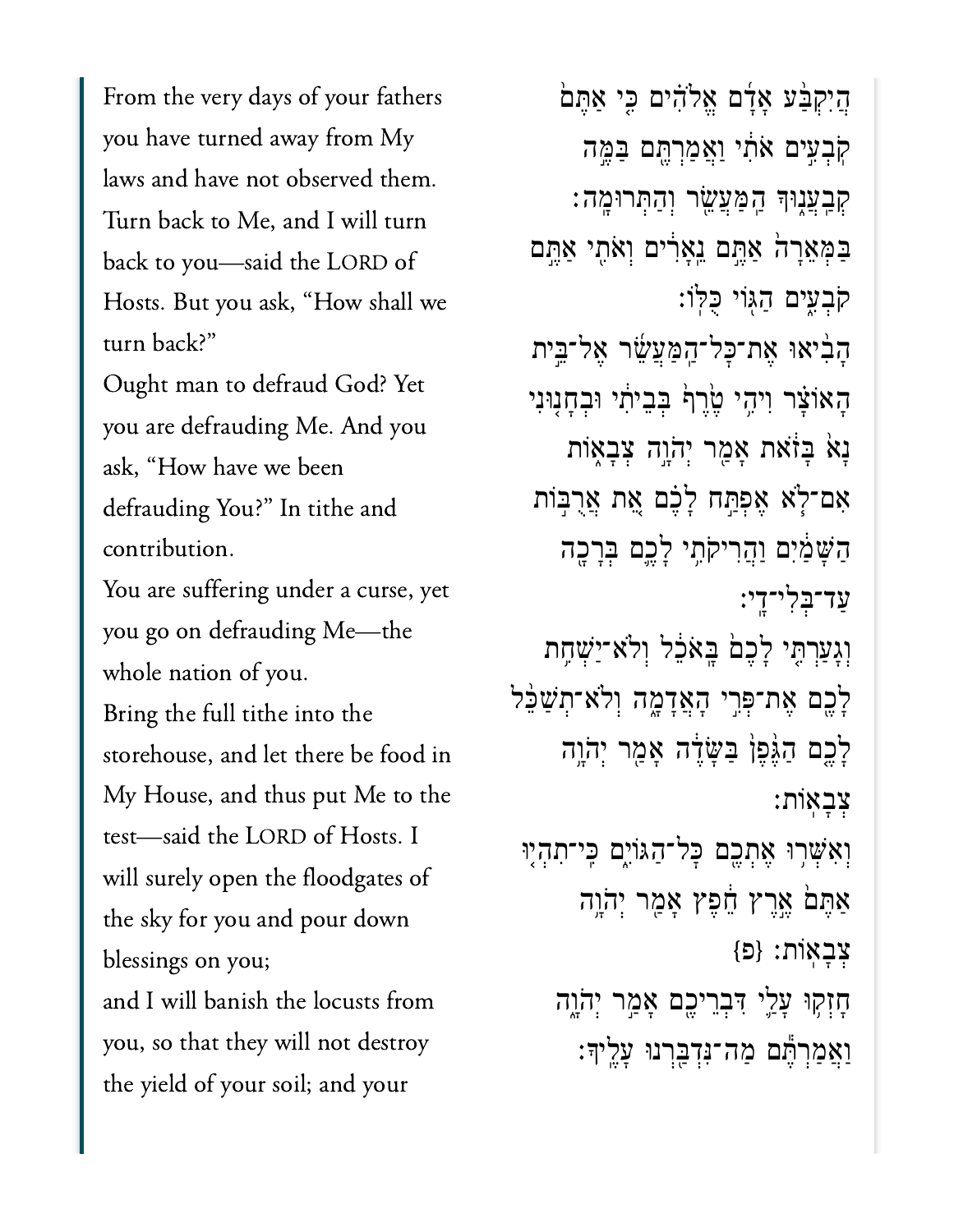From the very days of your fathers you have turned away from My laws and have not observed them. Turn back to Me, and I will turn back to you—said the LORD of Hosts. But you ask, "How shall we turn back?"

Ought man to defraud God? Yet you are defrauding Me. And you ask, "How have we been defrauding You?" In tithe and contribution.

You are suffering under a curse, yet you go on defrauding Me—the whole nation of you.

Bring the full tithe into the storehouse, and let there be food in My House, and thus put Me to the test—said the LORD of Hosts. I will surely open the floodgates of the sky for you and pour down blessings on you;

and I will banish the locusts from you, so that they will not destroy the yield of your soil; and your

הֲיִקְבַּ֨ע אָדָ֜ם אֱלֹהִ֗ים כִּ֤י אַתֶּם֙ קֹבְעִ֣ים אֹתִ֔י וַאֲמַרְתֶּ֖ם בַּמֶּ֣ה קְבַעֲנ֑וּךָ הַֽמַּעֲשֵׂ֖ר וְהַתְּרוּמָֽה׃

בַּמְּאֵרָה֙ אַתֶּ֣ם נֵאָרִ֔ים וְאֹתִ֖י אַתֶּ֣ם קֹבְעִ֑ים הַגּ֖וֹי כֻּלּֽוֹ׃

הָבִ֨יאוּ אֶת־כָּל־הַמַּעֲשֵׂ֜ר אֶל־בֵּ֣ית הָאוֹצָ֗ר וִיהִ֥י טֶ֙רֶף֙ בְּבֵיתִ֔י וּבְחָנ֤וּנִי נָא֙ בָּזֹ֔את אָמַ֖ר יְהֹוָ֣ה צְבָא֑וֹת אִם־לֹ֧א אֶפְתַּ֣ח לָכֶ֗ם אֵ֚ת אֲרֻבּ֣וֹת הַשָּׁמַ֔יִם וַהֲרִיקֹתִ֥י לָכֶ֛ם בְּרָכָ֖ה עַד־בְּלִי־דָֽי׃

וְגָעַרְתִּ֤י לָכֶם֙ בָּֽאֹכֵ֔ל וְלֹֽא־יַשְׁחִ֥ת לָכֶ֖ם אֶת־פְּרִ֣י הָאֲדָמָ֑ה וְלֹא־תְשַׁכֵּ֨ל לָכֶ֤ם הַגֶּ֙פֶן֙ בַּשָּׂדֶ֔ה אָמַ֖ר יְהֹוָ֥ה צְבָאֽוֹת׃

וְאִשְּׁר֥וּ אֶתְכֶ֖ם כָּל־הַגּוֹיִ֑ם כִּֽי־תִהְי֤וּ אַתֶּם֙ אֶ֣רֶץ חֵ֔פֶץ אָמַ֖ר יְהֹוָ֥ה צְבָאֽוֹת׃ {פ}

חָזְק֥וּ עָלַ֛י דִּבְרֵיכֶ֖ם אָמַ֣ר יְהֹוָ֑ה וַאֲמַרְתֶּ֕ם מַה־נִּדְבַּ֖רְנוּ עָלֶֽיךָ׃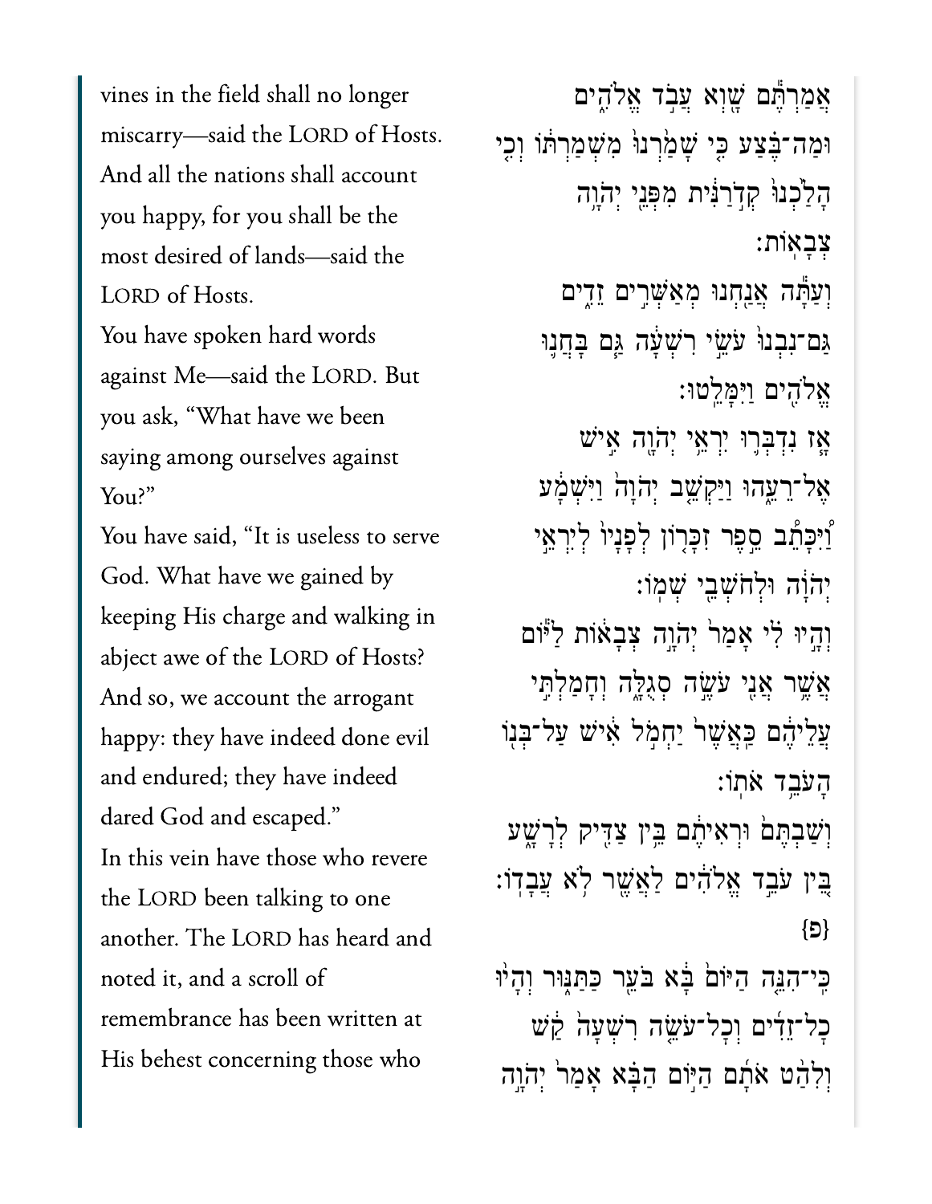vines in the field shall no longer miscarry—said the LORD of Hosts.

And all the nations shall account you happy, for you shall be the most desired of lands—said the LORD of Hosts.

You have spoken hard words against Me—said the LORD. But you ask, "What have we been saying among ourselves against You?"

You have said, "It is useless to serve God. What have we gained by keeping His charge and walking in abject awe of the LORD of Hosts?

And so, we account the arrogant happy: they have indeed done evil and endured; they have indeed dared God and escaped."

In this vein have those who revere the LORD been talking to one another. The LORD has heard and noted it, and a scroll of remembrance has been written at His behest concerning those who

אֲמַרְתֶּ֕ם שָׁ֖וְא עֲבֹ֣ד אֱלֹהִ֑ים וּמַה־בֶּ֗צַע כִּ֤י שָׁמַ֙רְנוּ֙ מִשְׁמַרְתּ֔וֹ וְכִ֤י הָלַ֙כְנוּ֙ קְדֹ֣רַנִּ֔ית מִפְּנֵ֖י יְהֹוָ֥ה צְבָאֽוֹת׃

וְעַתָּ֕ה אֲנַ֖חְנוּ מְאַשְּׁרִ֣ים זֵדִ֑ים גַּם־נִבְנוּ֙ עֹשֵׂ֣י רִשְׁעָ֔ה גַּ֧ם בָּחֲנ֛וּ אֱלֹהִ֖ים וַיִּמָּלֵֽטוּ׃

אָ֧ז נִדְבְּר֛וּ יִרְאֵ֥י יְהֹוָ֖ה אִ֣ישׁ אֶל־רֵעֵ֑הוּ וַיַּקְשֵׁ֤ב יְהֹוָה֙ וַיִּשְׁמָ֔ע וַ֠יִּכָּתֵ֠ב סֵ֣פֶר זִכָּר֤וֹן לְפָנָיו֙ לְיִרְאֵ֣י יְהֹוָ֔ה וּלְחֹשְׁבֵ֖י שְׁמֽוֹ׃

וְהָ֣יוּ לִ֗י אָמַר֙ יְהֹוָ֣ה צְבָא֔וֹת לַיּ֕וֹם אֲשֶׁ֥ר אֲנִ֖י עֹשֶׂ֣ה סְגֻלָּ֑ה וְחָמַלְתִּ֣י עֲלֵיהֶ֔ם כַּאֲשֶׁר֙ יַחְמֹ֣ל אִ֔ישׁ עַל־בְּנ֖וֹ הָעֹבֵ֥ד אֹתֽוֹ׃

וְשַׁבְתֶּם֙ וּרְאִיתֶ֔ם בֵּ֥ין צַדִּ֖יק לְרָשָׁ֑ע בֵּ֚ין עֹבֵ֣ד אֱלֹהִ֔ים לַאֲשֶׁ֖ר לֹ֥א עֲבָדֽוֹ׃ {פ}

כִּֽי־הִנֵּ֤ה הַיּוֹם֙ בָּ֔א בֹּעֵ֖ר כַּתַּנּ֑וּר וְהָי֨וּ כָל־זֵדִ֜ים וְכָל־עֹשֵׂ֤ה רִשְׁעָה֙ קַ֔שׁ וְלִהַ֨ט אֹתָ֜ם הַיּ֣וֹם הַבָּ֗א אָמַר֙ יְהֹוָ֣ה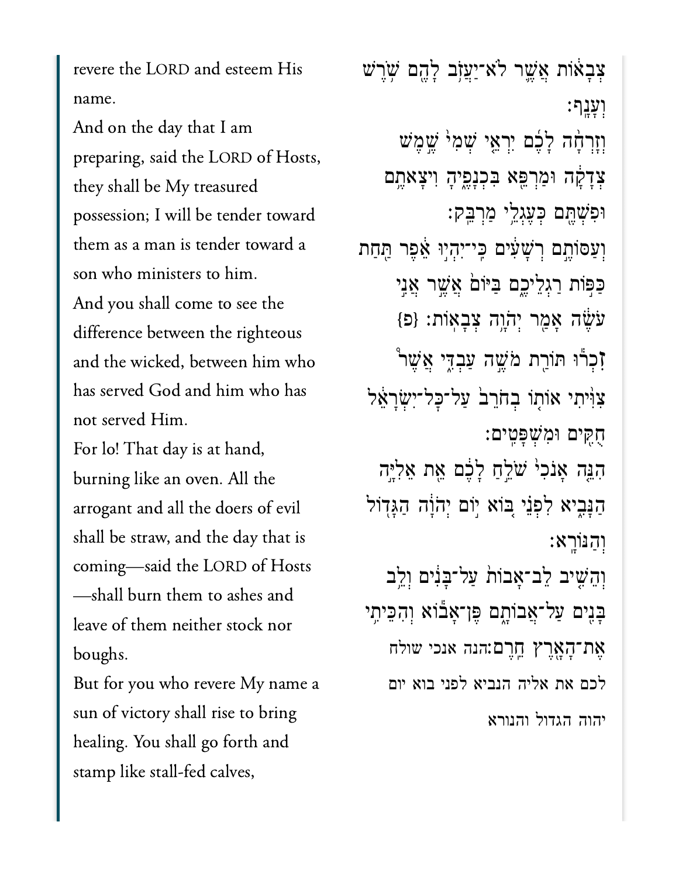revere the LORD and esteem His name.

And on the day that I am preparing, said the LORD of Hosts, they shall be My treasured possession; I will be tender toward them as a man is tender toward a son who ministers to him.

And you shall come to see the difference between the righteous and the wicked, between him who has served God and him who has not served Him.

For lo! That day is at hand, burning like an oven. All the arrogant and all the doers of evil shall be straw, and the day that is coming—said the LORD of Hosts—shall burn them to ashes and leave of them neither stock nor boughs.

But for you who revere My name a sun of victory shall rise to bring healing. You shall go forth and stamp like stall-fed calves,

צְבָאוֹת אֲשֶׁר לֹא־יַעֲזֹב לָהֶם שֹׁרֶשׁ וְעָנָף׃

וְזָרְחָה לָכֶם יִרְאֵי שְׁמִי שֶׁמֶשׁ צְדָקָה וּמַרְפֵּא בִּכְנָפֶיהָ וִיצָאתֶם וּפִשְׁתֶּם כְּעֶגְלֵי מַרְבֵּק׃

וְעַסּוֹתֶם רְשָׁעִים כִּי־יִהְיוּ אֵפֶר תַּחַת כַּפּוֹת רַגְלֵיכֶם בַּיּוֹם אֲשֶׁר אֲנִי עֹשֶׂה אָמַר יְהֹוָה צְבָאוֹת׃ {פ}

זִכְרוּ תּוֹרַת מֹשֶׁה עַבְדִּי אֲשֶׁר צִוִּיתִי אוֹתוֹ בְחֹרֵב עַל־כָּל־יִשְׂרָאֵל חֻקִּים וּמִשְׁפָּטִים׃

הִנֵּה אָנֹכִי שֹׁלֵחַ לָכֶם אֵת אֵלִיָּה הַנָּבִיא לִפְנֵי בּוֹא יוֹם יְהֹוָה הַגָּדוֹל וְהַנּוֹרָא׃

וְהֵשִׁיב לֵב־אָבוֹת עַל־בָּנִים וְלֵב בָּנִים עַל־אֲבוֹתָם פֶּן־אָבוֹא וְהִכֵּיתִי אֶת־הָאָרֶץ חֵרֶם׃הנה אנכי שולח לכם את אליה הנביא לפני בוא יום יהוה הגדול והנורא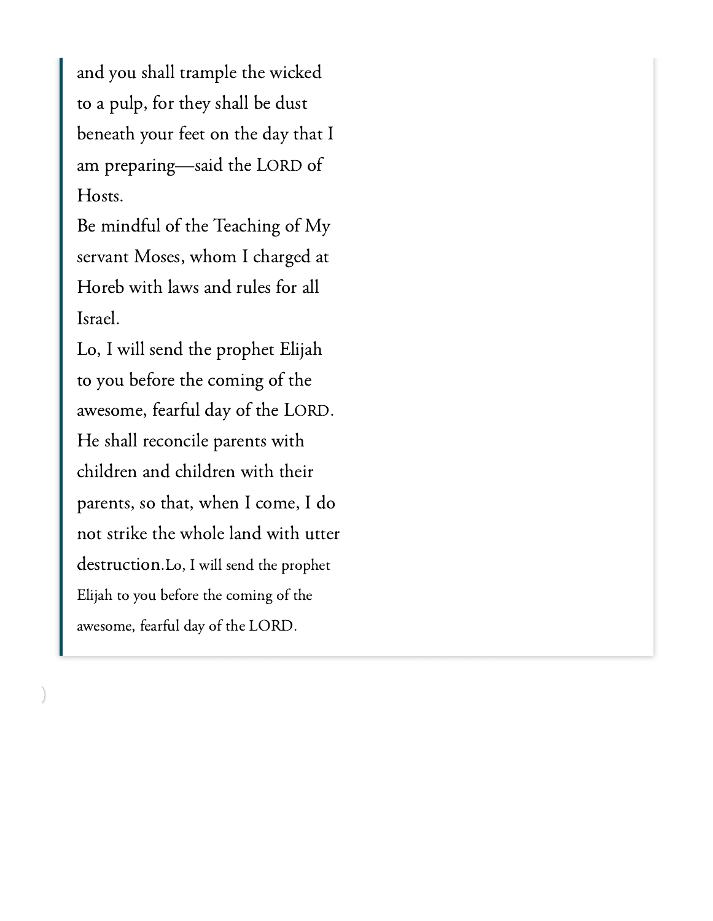and you shall trample the wicked to a pulp, for they shall be dust beneath your feet on the day that I am preparing—said the LORD of Hosts.

Be mindful of the Teaching of My servant Moses, whom I charged at Horeb with laws and rules for all Israel.

Lo, I will send the prophet Elijah to you before the coming of the awesome, fearful day of the LORD.

He shall reconcile parents with children and children with their parents, so that, when I come, I do not strike the whole land with utter destruction.Lo, I will send the prophet Elijah to you before the coming of the awesome, fearful day of the LORD.